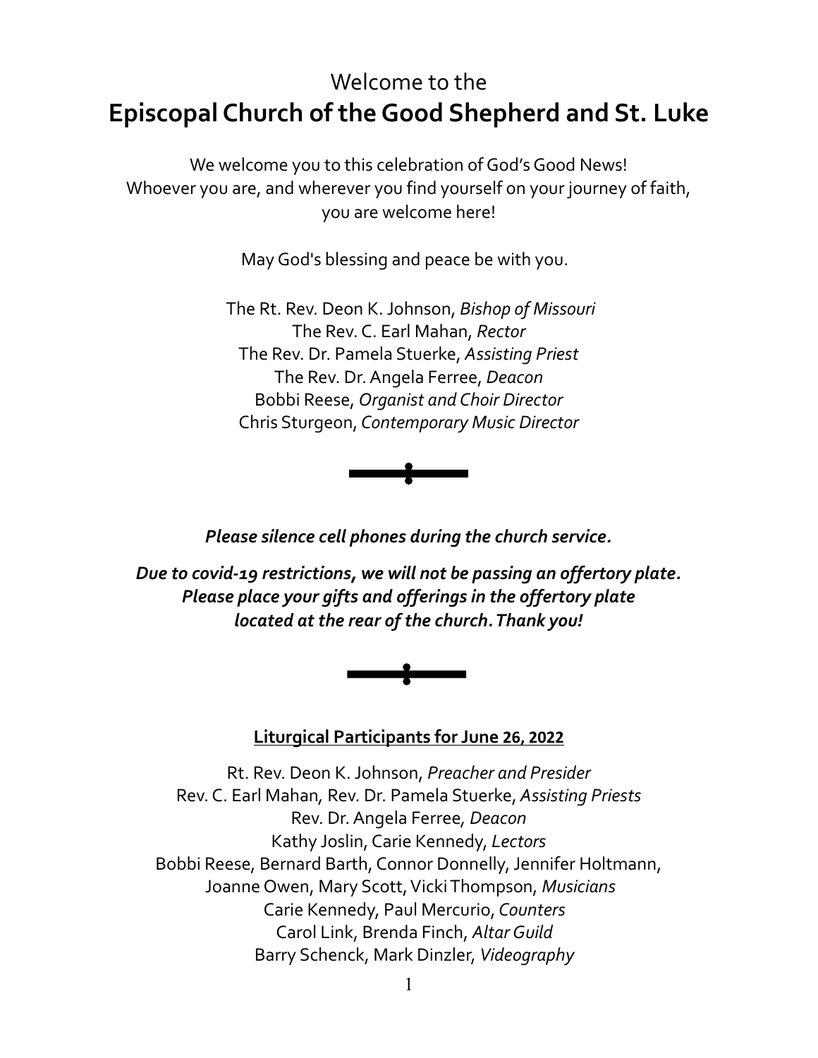Welcome to the

# Episcopal Church of the Good Shepherd and St. Luke

We welcome you to this celebration of God's Good News!
Whoever you are, and wherever you find yourself on your journey of faith, you are welcome here!

May God's blessing and peace be with you.

The Rt. Rev. Deon K. Johnson, *Bishop of Missouri*
The Rev. C. Earl Mahan, *Rector*
The Rev. Dr. Pamela Stuerke, *Assisting Priest*
The Rev. Dr. Angela Ferree, *Deacon*
Bobbi Reese, *Organist and Choir Director*
Chris Sturgeon, *Contemporary Music Director*

***Please silence cell phones during the church service.***

***Due to covid-19 restrictions, we will not be passing an offertory plate. Please place your gifts and offerings in the offertory plate located at the rear of the church. Thank you!***

**<u>Liturgical Participants for June 26, 2022</u>**

Rt. Rev. Deon K. Johnson, *Preacher and Presider*
Rev. C. Earl Mahan, Rev. Dr. Pamela Stuerke, *Assisting Priests*
Rev. Dr. Angela Ferree, *Deacon*
Kathy Joslin, Carie Kennedy, *Lectors*
Bobbi Reese, Bernard Barth, Connor Donnelly, Jennifer Holtmann, Joanne Owen, Mary Scott, Vicki Thompson, *Musicians*
Carie Kennedy, Paul Mercurio, *Counters*
Carol Link, Brenda Finch, *Altar Guild*
Barry Schenck, Mark Dinzler, *Videography*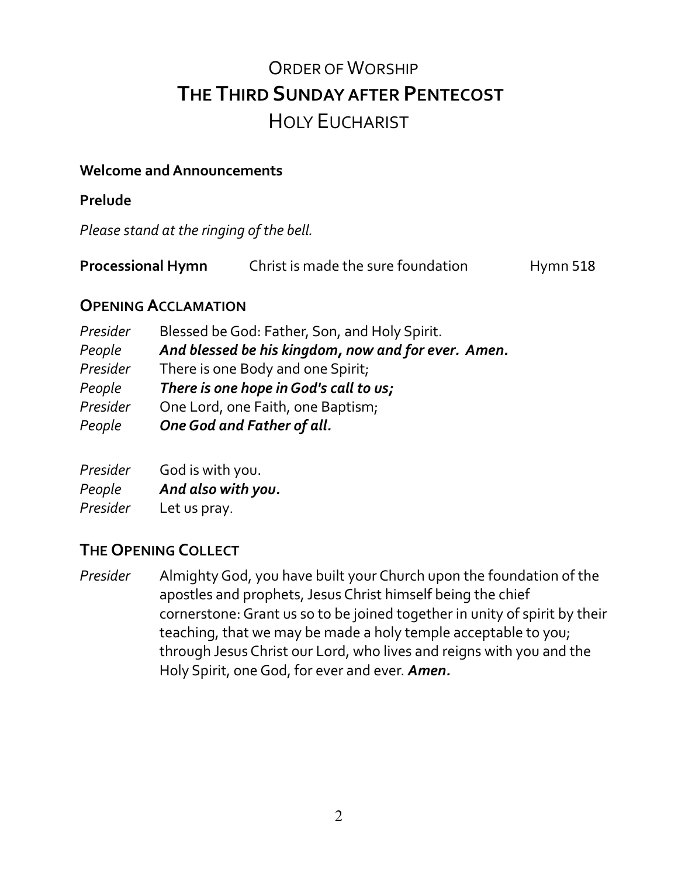# ORDER OF WORSHIP
# THE THIRD SUNDAY AFTER PENTECOST
# HOLY EUCHARIST

**Welcome and Announcements**

**Prelude**

*Please stand at the ringing of the bell.*

**Processional Hymn** Christ is made the sure foundation Hymn 518

## OPENING ACCLAMATION

*Presider* Blessed be God: Father, Son, and Holy Spirit.
*People* ***And blessed be his kingdom, now and for ever. Amen.***
*Presider* There is one Body and one Spirit;
*People* ***There is one hope in God's call to us;***
*Presider* One Lord, one Faith, one Baptism;
*People* ***One God and Father of all.***

*Presider* God is with you.
*People* ***And also with you.***
*Presider* Let us pray.

## THE OPENING COLLECT

*Presider* Almighty God, you have built your Church upon the foundation of the apostles and prophets, Jesus Christ himself being the chief cornerstone: Grant us so to be joined together in unity of spirit by their teaching, that we may be made a holy temple acceptable to you; through Jesus Christ our Lord, who lives and reigns with you and the Holy Spirit, one God, for ever and ever. ***Amen.***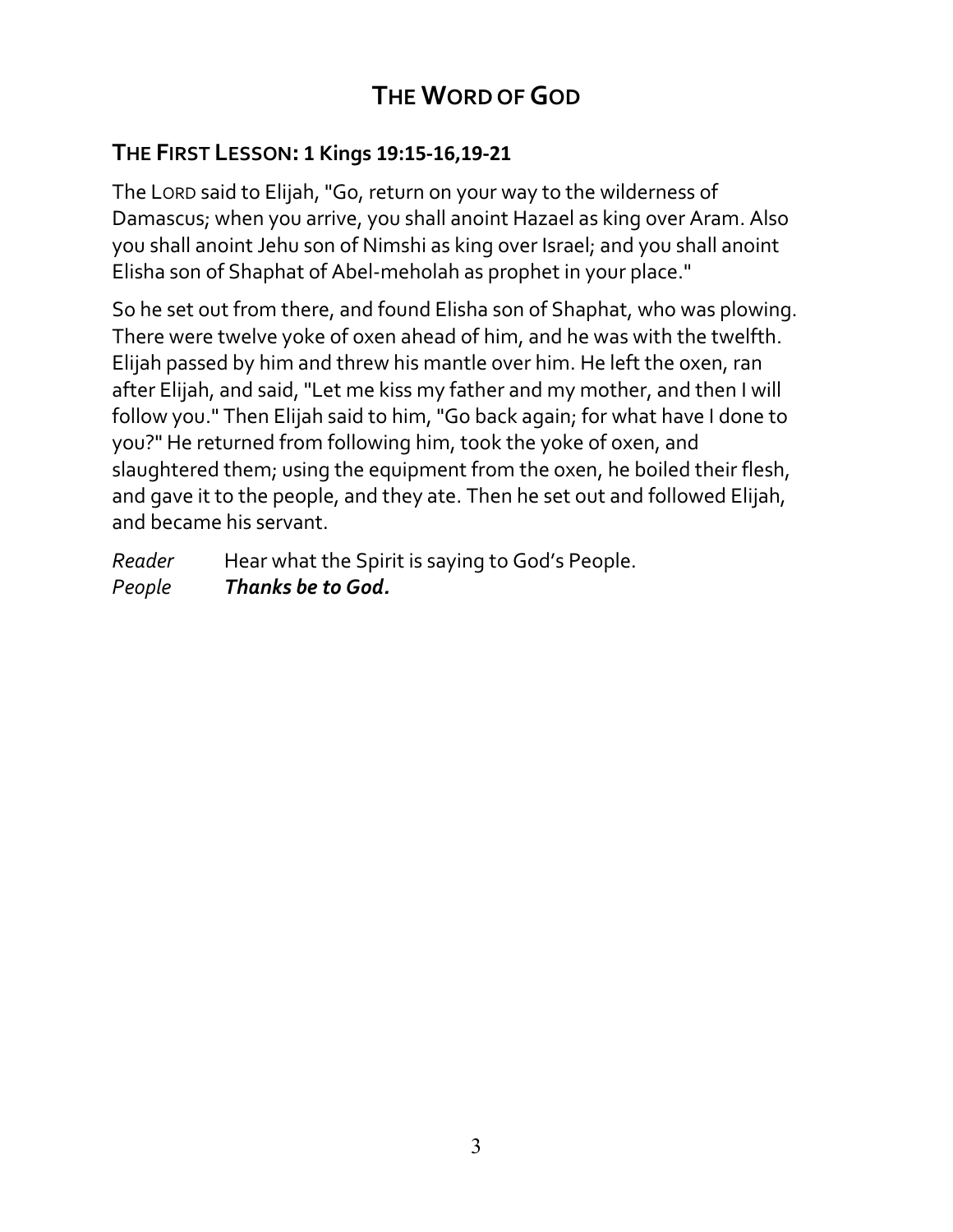# THE WORD OF GOD

## THE FIRST LESSON: 1 Kings 19:15-16,19-21

The LORD said to Elijah, "Go, return on your way to the wilderness of Damascus; when you arrive, you shall anoint Hazael as king over Aram. Also you shall anoint Jehu son of Nimshi as king over Israel; and you shall anoint Elisha son of Shaphat of Abel-meholah as prophet in your place."

So he set out from there, and found Elisha son of Shaphat, who was plowing. There were twelve yoke of oxen ahead of him, and he was with the twelfth. Elijah passed by him and threw his mantle over him. He left the oxen, ran after Elijah, and said, "Let me kiss my father and my mother, and then I will follow you." Then Elijah said to him, "Go back again; for what have I done to you?" He returned from following him, took the yoke of oxen, and slaughtered them; using the equipment from the oxen, he boiled their flesh, and gave it to the people, and they ate. Then he set out and followed Elijah, and became his servant.

*Reader* Hear what the Spirit is saying to God's People.
*People* ***Thanks be to God.***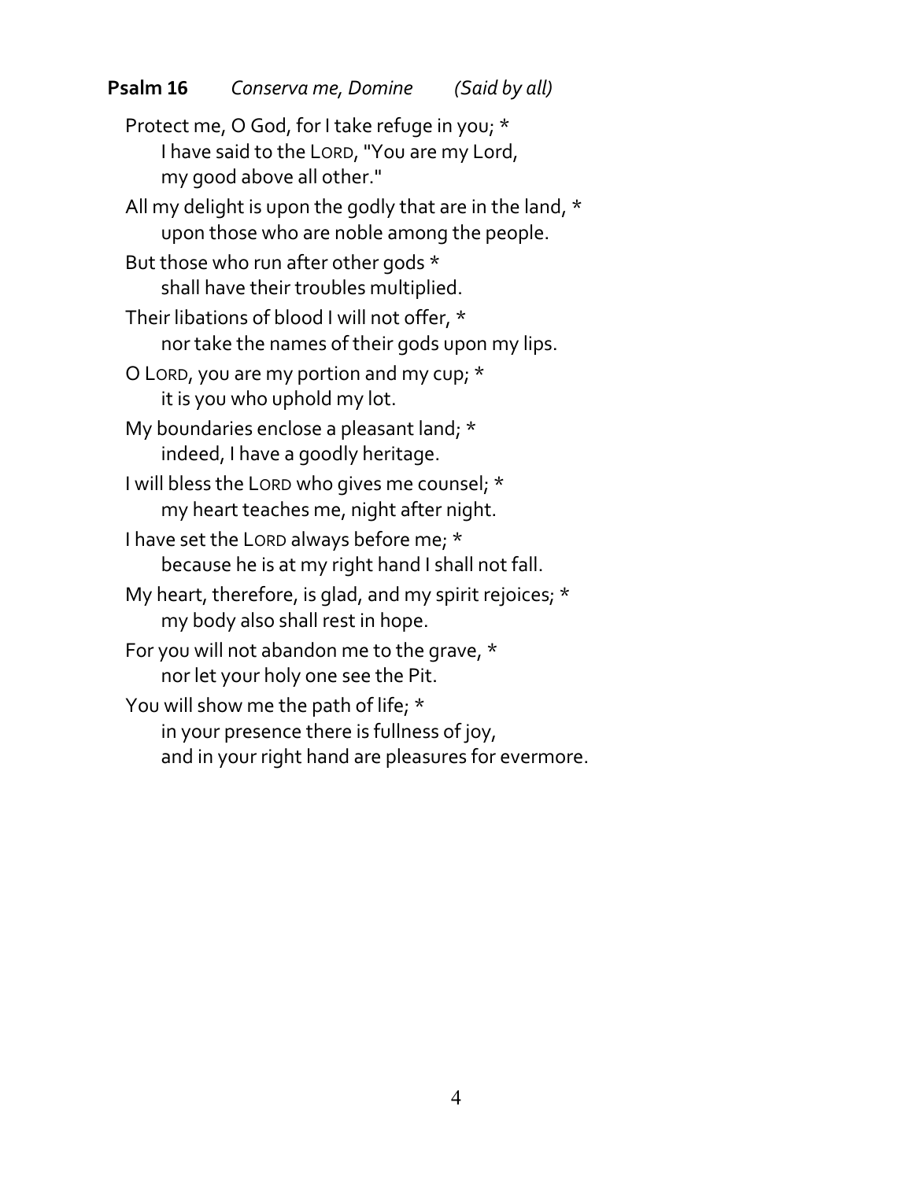**Psalm 16** *Conserva me, Domine* *(Said by all)*

Protect me, O God, for I take refuge in you; *  
    I have said to the LORD, "You are my Lord,  
    my good above all other."

All my delight is upon the godly that are in the land, *  
    upon those who are noble among the people.

But those who run after other gods *  
    shall have their troubles multiplied.

Their libations of blood I will not offer, *  
    nor take the names of their gods upon my lips.

O LORD, you are my portion and my cup; *  
    it is you who uphold my lot.

My boundaries enclose a pleasant land; *  
    indeed, I have a goodly heritage.

I will bless the LORD who gives me counsel; *  
    my heart teaches me, night after night.

I have set the LORD always before me; *  
    because he is at my right hand I shall not fall.

My heart, therefore, is glad, and my spirit rejoices; *  
    my body also shall rest in hope.

For you will not abandon me to the grave, *  
    nor let your holy one see the Pit.

You will show me the path of life; *  
    in your presence there is fullness of joy,  
    and in your right hand are pleasures for evermore.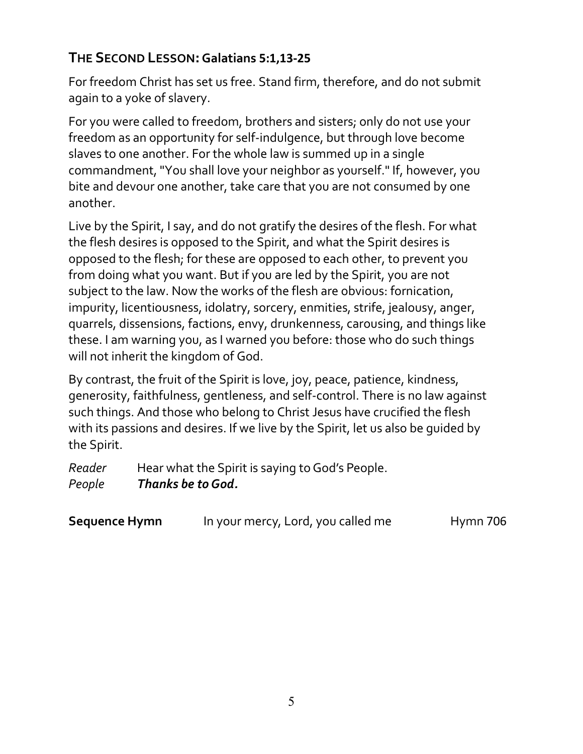## THE SECOND LESSON: Galatians 5:1,13-25

For freedom Christ has set us free. Stand firm, therefore, and do not submit again to a yoke of slavery.

For you were called to freedom, brothers and sisters; only do not use your freedom as an opportunity for self-indulgence, but through love become slaves to one another. For the whole law is summed up in a single commandment, "You shall love your neighbor as yourself." If, however, you bite and devour one another, take care that you are not consumed by one another.

Live by the Spirit, I say, and do not gratify the desires of the flesh. For what the flesh desires is opposed to the Spirit, and what the Spirit desires is opposed to the flesh; for these are opposed to each other, to prevent you from doing what you want. But if you are led by the Spirit, you are not subject to the law. Now the works of the flesh are obvious: fornication, impurity, licentiousness, idolatry, sorcery, enmities, strife, jealousy, anger, quarrels, dissensions, factions, envy, drunkenness, carousing, and things like these. I am warning you, as I warned you before: those who do such things will not inherit the kingdom of God.

By contrast, the fruit of the Spirit is love, joy, peace, patience, kindness, generosity, faithfulness, gentleness, and self-control. There is no law against such things. And those who belong to Christ Jesus have crucified the flesh with its passions and desires. If we live by the Spirit, let us also be guided by the Spirit.

*Reader* Hear what the Spirit is saying to God's People.
*People* ***Thanks be to God.***

**Sequence Hymn** In your mercy, Lord, you called me Hymn 706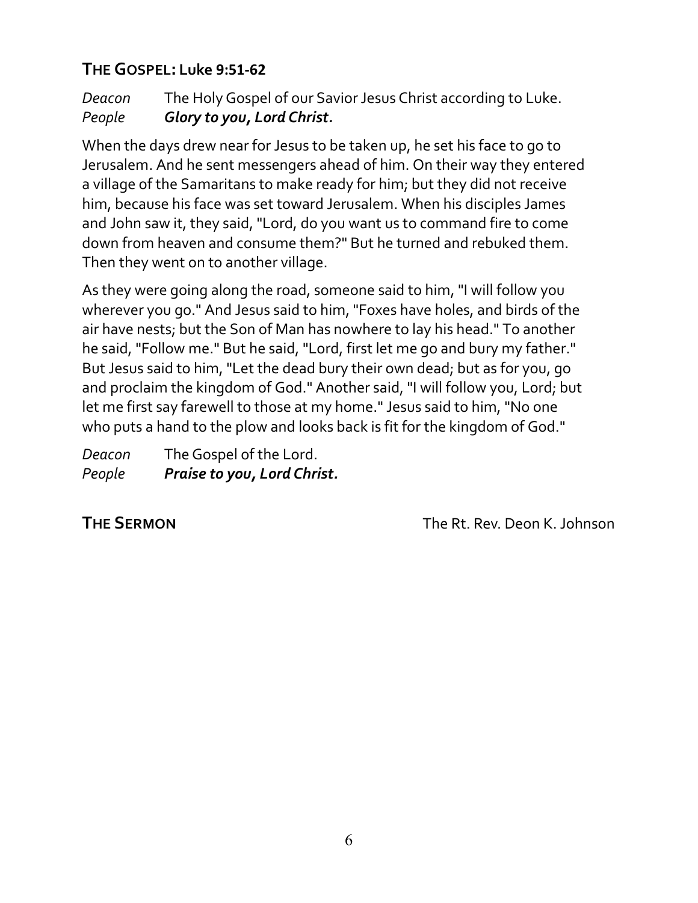### THE GOSPEL: Luke 9:51-62

*Deacon* The Holy Gospel of our Savior Jesus Christ according to Luke.
*People* ***Glory to you, Lord Christ.***

When the days drew near for Jesus to be taken up, he set his face to go to Jerusalem. And he sent messengers ahead of him. On their way they entered a village of the Samaritans to make ready for him; but they did not receive him, because his face was set toward Jerusalem. When his disciples James and John saw it, they said, "Lord, do you want us to command fire to come down from heaven and consume them?" But he turned and rebuked them. Then they went on to another village.

As they were going along the road, someone said to him, "I will follow you wherever you go." And Jesus said to him, "Foxes have holes, and birds of the air have nests; but the Son of Man has nowhere to lay his head." To another he said, "Follow me." But he said, "Lord, first let me go and bury my father." But Jesus said to him, "Let the dead bury their own dead; but as for you, go and proclaim the kingdom of God." Another said, "I will follow you, Lord; but let me first say farewell to those at my home." Jesus said to him, "No one who puts a hand to the plow and looks back is fit for the kingdom of God."

*Deacon* The Gospel of the Lord.
*People* ***Praise to you, Lord Christ.***

**THE SERMON** The Rt. Rev. Deon K. Johnson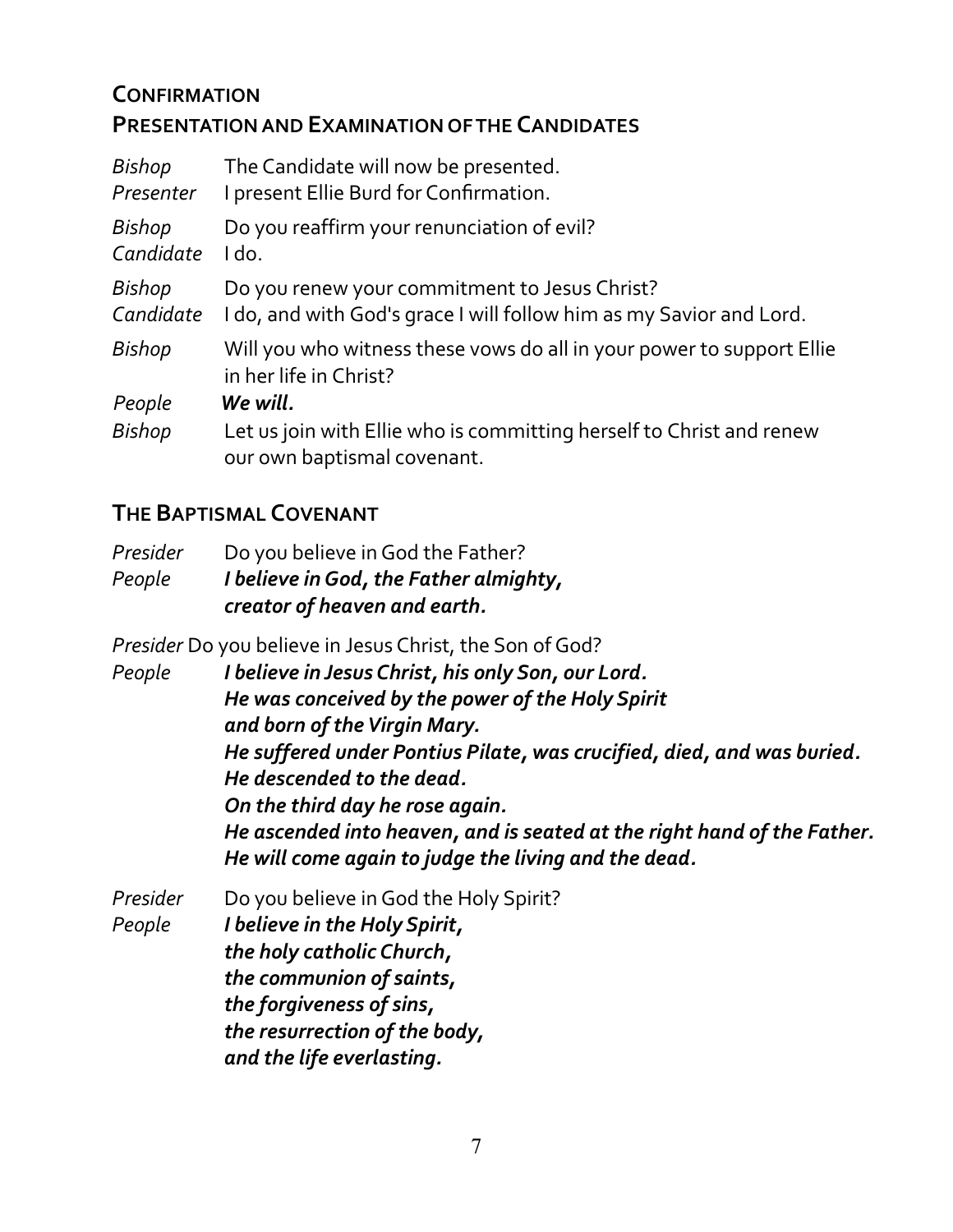## Confirmation

## Presentation and Examination of the Candidates

*Bishop* The Candidate will now be presented.
*Presenter* I present Ellie Burd for Confirmation.

*Bishop* Do you reaffirm your renunciation of evil?
*Candidate* I do.

*Bishop* Do you renew your commitment to Jesus Christ?
*Candidate* I do, and with God's grace I will follow him as my Savior and Lord.

*Bishop* Will you who witness these vows do all in your power to support Ellie in her life in Christ?
*People* ***We will.***
*Bishop* Let us join with Ellie who is committing herself to Christ and renew our own baptismal covenant.

## The Baptismal Covenant

*Presider* Do you believe in God the Father?
*People* ***I believe in God, the Father almighty,***
***creator of heaven and earth.***

*Presider* Do you believe in Jesus Christ, the Son of God?
*People* ***I believe in Jesus Christ, his only Son, our Lord.***
***He was conceived by the power of the Holy Spirit***
***and born of the Virgin Mary.***
***He suffered under Pontius Pilate, was crucified, died, and was buried.***
***He descended to the dead.***
***On the third day he rose again.***
***He ascended into heaven, and is seated at the right hand of the Father.***
***He will come again to judge the living and the dead.***

*Presider* Do you believe in God the Holy Spirit?
*People* ***I believe in the Holy Spirit,***
***the holy catholic Church,***
***the communion of saints,***
***the forgiveness of sins,***
***the resurrection of the body,***
***and the life everlasting.***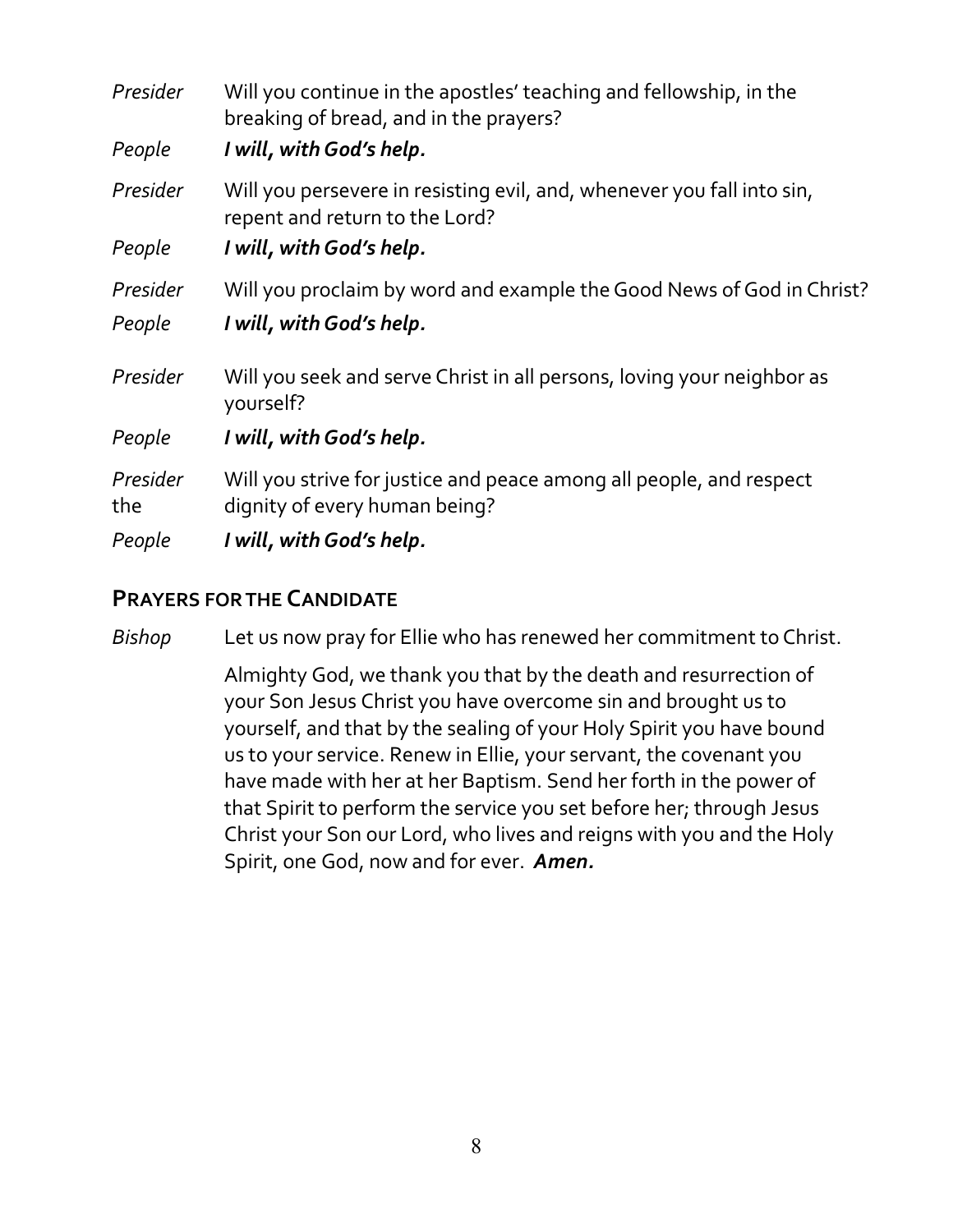*Presider* Will you continue in the apostles' teaching and fellowship, in the breaking of bread, and in the prayers?

*People* ***I will, with God's help.***

*Presider* Will you persevere in resisting evil, and, whenever you fall into sin, repent and return to the Lord?

*People* ***I will, with God's help.***

*Presider* Will you proclaim by word and example the Good News of God in Christ?

*People* ***I will, with God's help.***

*Presider* Will you seek and serve Christ in all persons, loving your neighbor as yourself?

*People* ***I will, with God's help.***

*Presider* Will you strive for justice and peace among all people, and respect the dignity of every human being?

*People* ***I will, with God's help.***

## PRAYERS FOR THE CANDIDATE

*Bishop* Let us now pray for Ellie who has renewed her commitment to Christ.

Almighty God, we thank you that by the death and resurrection of your Son Jesus Christ you have overcome sin and brought us to yourself, and that by the sealing of your Holy Spirit you have bound us to your service. Renew in Ellie, your servant, the covenant you have made with her at her Baptism. Send her forth in the power of that Spirit to perform the service you set before her; through Jesus Christ your Son our Lord, who lives and reigns with you and the Holy Spirit, one God, now and for ever. ***Amen.***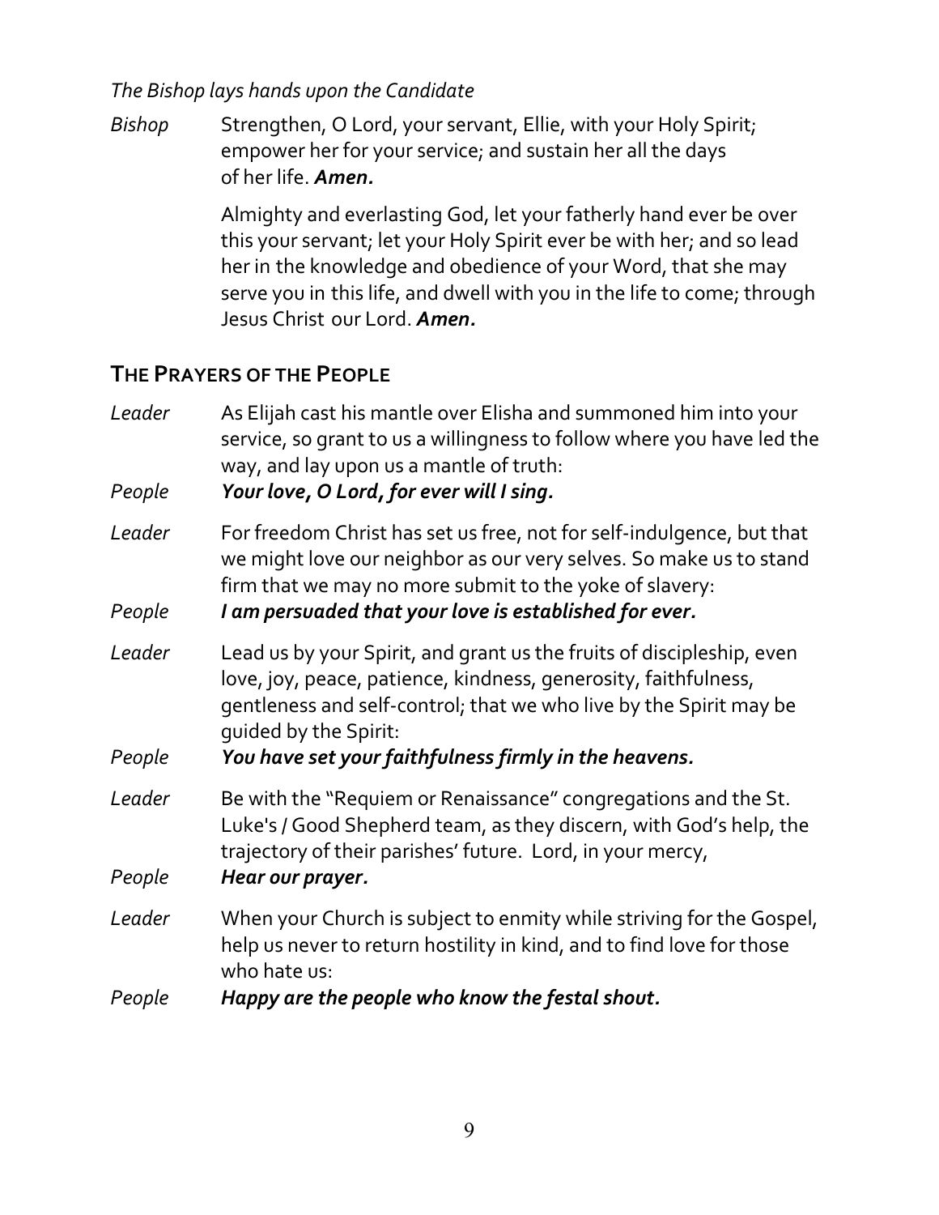*The Bishop lays hands upon the Candidate*

*Bishop* Strengthen, O Lord, your servant, Ellie, with your Holy Spirit; empower her for your service; and sustain her all the days of her life. ***Amen.***

Almighty and everlasting God, let your fatherly hand ever be over this your servant; let your Holy Spirit ever be with her; and so lead her in the knowledge and obedience of your Word, that she may serve you in this life, and dwell with you in the life to come; through Jesus Christ our Lord. ***Amen.***

## THE PRAYERS OF THE PEOPLE

*Leader* As Elijah cast his mantle over Elisha and summoned him into your service, so grant to us a willingness to follow where you have led the way, and lay upon us a mantle of truth:

*People* ***Your love, O Lord, for ever will I sing.***

*Leader* For freedom Christ has set us free, not for self-indulgence, but that we might love our neighbor as our very selves. So make us to stand firm that we may no more submit to the yoke of slavery:

*People* ***I am persuaded that your love is established for ever.***

*Leader* Lead us by your Spirit, and grant us the fruits of discipleship, even love, joy, peace, patience, kindness, generosity, faithfulness, gentleness and self-control; that we who live by the Spirit may be guided by the Spirit:

*People* ***You have set your faithfulness firmly in the heavens.***

*Leader* Be with the "Requiem or Renaissance" congregations and the St. Luke's / Good Shepherd team, as they discern, with God's help, the trajectory of their parishes' future. Lord, in your mercy,

*People* ***Hear our prayer.***

*Leader* When your Church is subject to enmity while striving for the Gospel, help us never to return hostility in kind, and to find love for those who hate us:

*People* ***Happy are the people who know the festal shout.***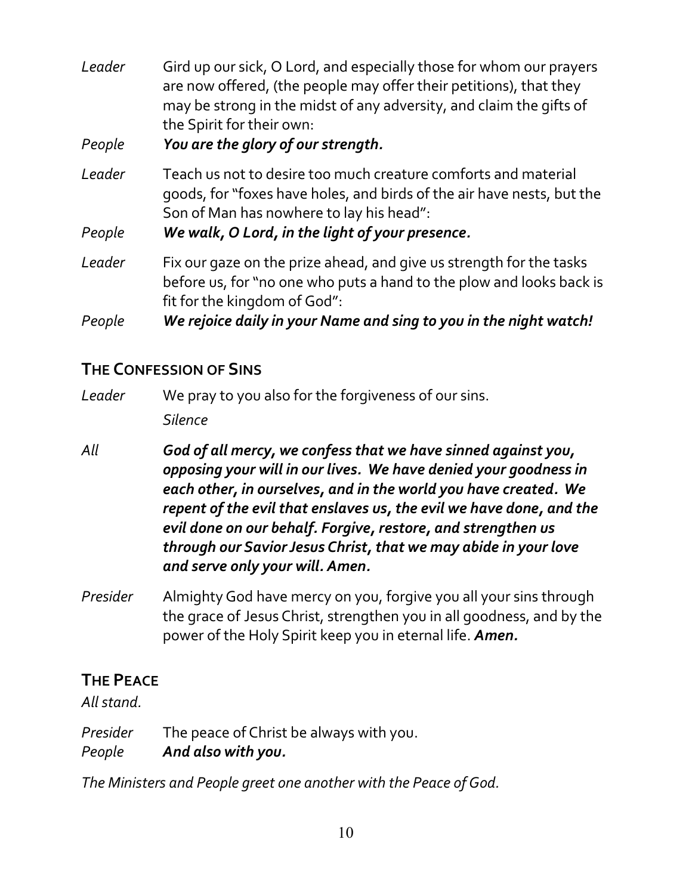*Leader* Gird up our sick, O Lord, and especially those for whom our prayers are now offered, (the people may offer their petitions), that they may be strong in the midst of any adversity, and claim the gifts of the Spirit for their own:

*People* ***You are the glory of our strength.***

*Leader* Teach us not to desire too much creature comforts and material goods, for "foxes have holes, and birds of the air have nests, but the Son of Man has nowhere to lay his head":

*People* ***We walk, O Lord, in the light of your presence.***

*Leader* Fix our gaze on the prize ahead, and give us strength for the tasks before us, for "no one who puts a hand to the plow and looks back is fit for the kingdom of God":

*People* ***We rejoice daily in your Name and sing to you in the night watch!***

## THE CONFESSION OF SINS

*Leader* We pray to you also for the forgiveness of our sins.

*Silence*

*All* ***God of all mercy, we confess that we have sinned against you, opposing your will in our lives. We have denied your goodness in each other, in ourselves, and in the world you have created. We repent of the evil that enslaves us, the evil we have done, and the evil done on our behalf. Forgive, restore, and strengthen us through our Savior Jesus Christ, that we may abide in your love and serve only your will. Amen.***

*Presider* Almighty God have mercy on you, forgive you all your sins through the grace of Jesus Christ, strengthen you in all goodness, and by the power of the Holy Spirit keep you in eternal life. ***Amen.***

## THE PEACE

*All stand.*

*Presider* The peace of Christ be always with you.
*People* ***And also with you.***

*The Ministers and People greet one another with the Peace of God.*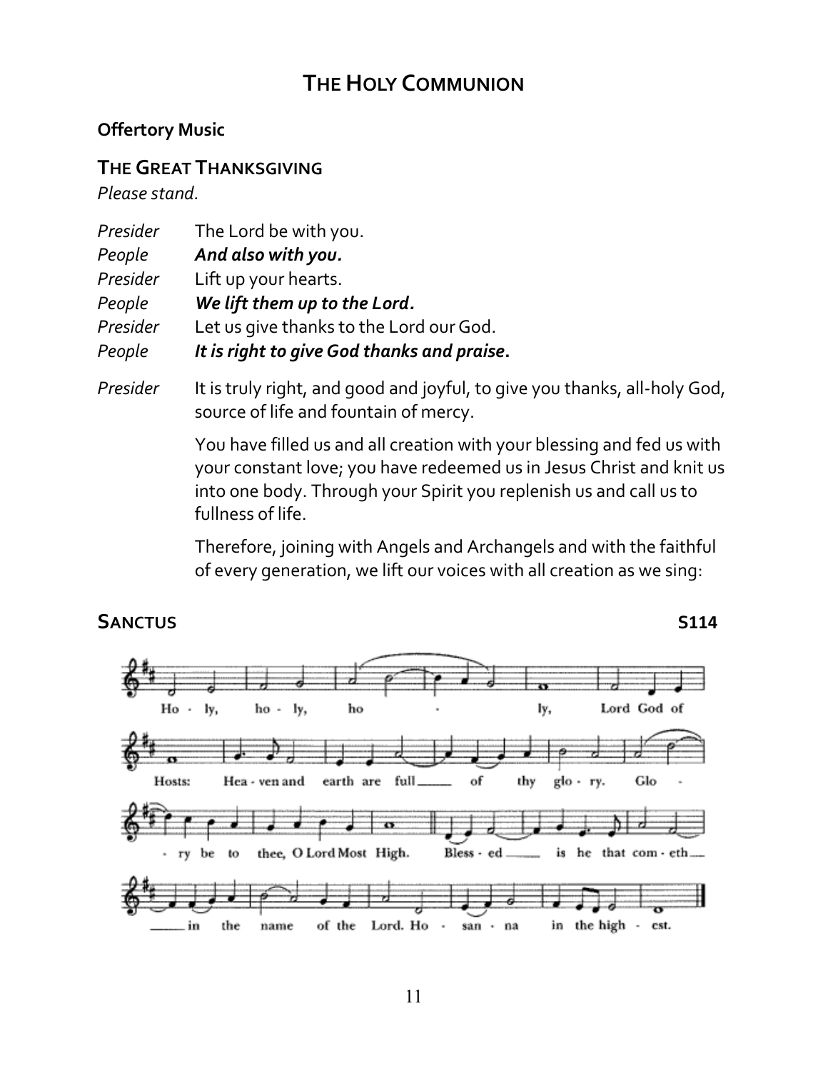# THE HOLY COMMUNION

**Offertory Music**

## THE GREAT THANKSGIVING

*Please stand.*

*Presider* The Lord be with you.
*People* ***And also with you.***
*Presider* Lift up your hearts.
*People* ***We lift them up to the Lord.***
*Presider* Let us give thanks to the Lord our God.
*People* ***It is right to give God thanks and praise.***

*Presider* It is truly right, and good and joyful, to give you thanks, all-holy God, source of life and fountain of mercy.

You have filled us and all creation with your blessing and fed us with your constant love; you have redeemed us in Jesus Christ and knit us into one body. Through your Spirit you replenish us and call us to fullness of life.

Therefore, joining with Angels and Archangels and with the faithful of every generation, we lift our voices with all creation as we sing:

## SANCTUS S114

Holy, holy, holy, Lord God of Hosts: Heaven and earth are full of thy glory. Glory be to thee, O Lord Most High. Blessed is he that cometh in the name of the Lord. Hosanna in the highest.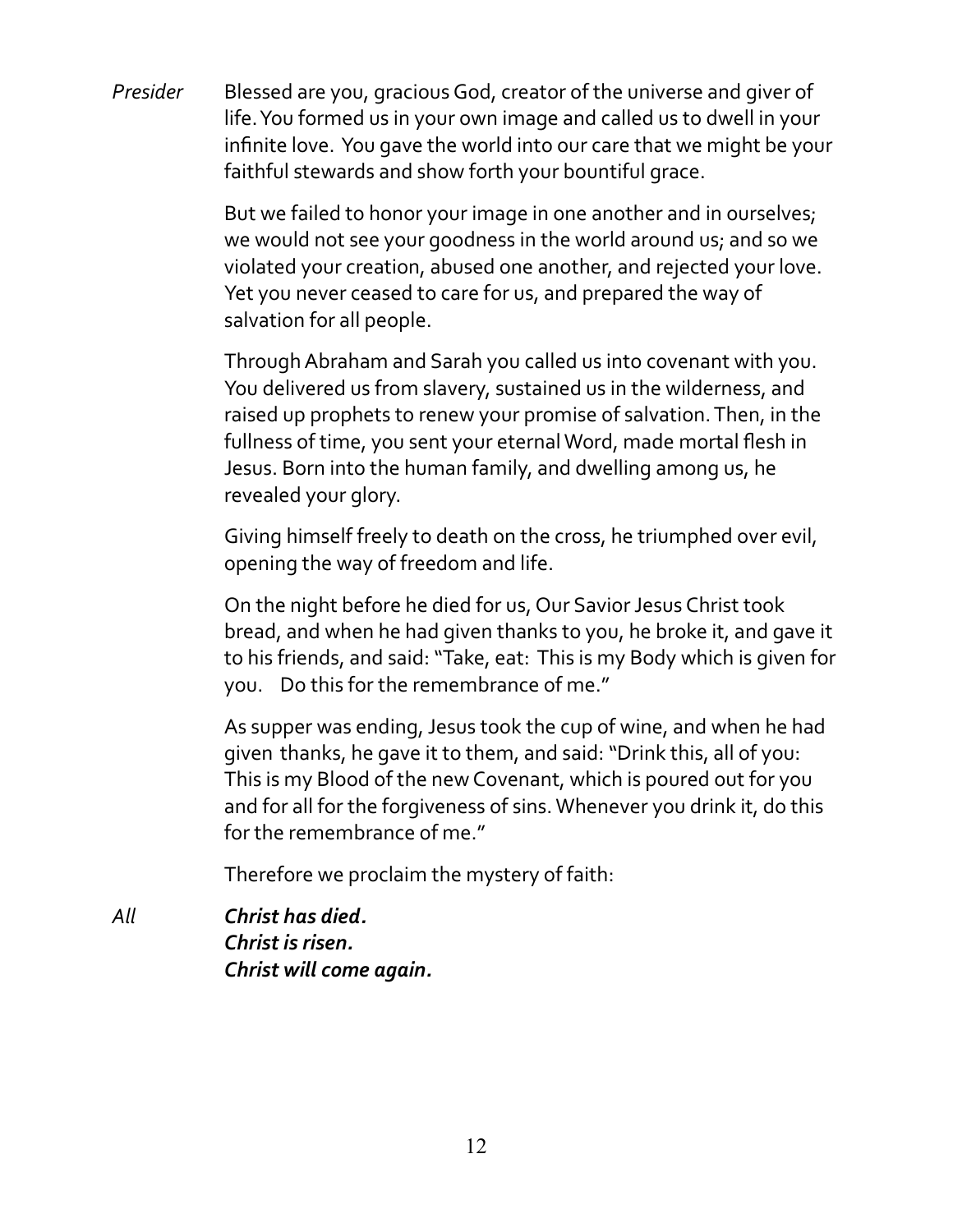*Presider* Blessed are you, gracious God, creator of the universe and giver of life. You formed us in your own image and called us to dwell in your infinite love. You gave the world into our care that we might be your faithful stewards and show forth your bountiful grace.

But we failed to honor your image in one another and in ourselves; we would not see your goodness in the world around us; and so we violated your creation, abused one another, and rejected your love. Yet you never ceased to care for us, and prepared the way of salvation for all people.

Through Abraham and Sarah you called us into covenant with you. You delivered us from slavery, sustained us in the wilderness, and raised up prophets to renew your promise of salvation. Then, in the fullness of time, you sent your eternal Word, made mortal flesh in Jesus. Born into the human family, and dwelling among us, he revealed your glory.

Giving himself freely to death on the cross, he triumphed over evil, opening the way of freedom and life.

On the night before he died for us, Our Savior Jesus Christ took bread, and when he had given thanks to you, he broke it, and gave it to his friends, and said: "Take, eat: This is my Body which is given for you. Do this for the remembrance of me."

As supper was ending, Jesus took the cup of wine, and when he had given thanks, he gave it to them, and said: "Drink this, all of you: This is my Blood of the new Covenant, which is poured out for you and for all for the forgiveness of sins. Whenever you drink it, do this for the remembrance of me."

Therefore we proclaim the mystery of faith:

*All* ***Christ has died.***
***Christ is risen.***
***Christ will come again.***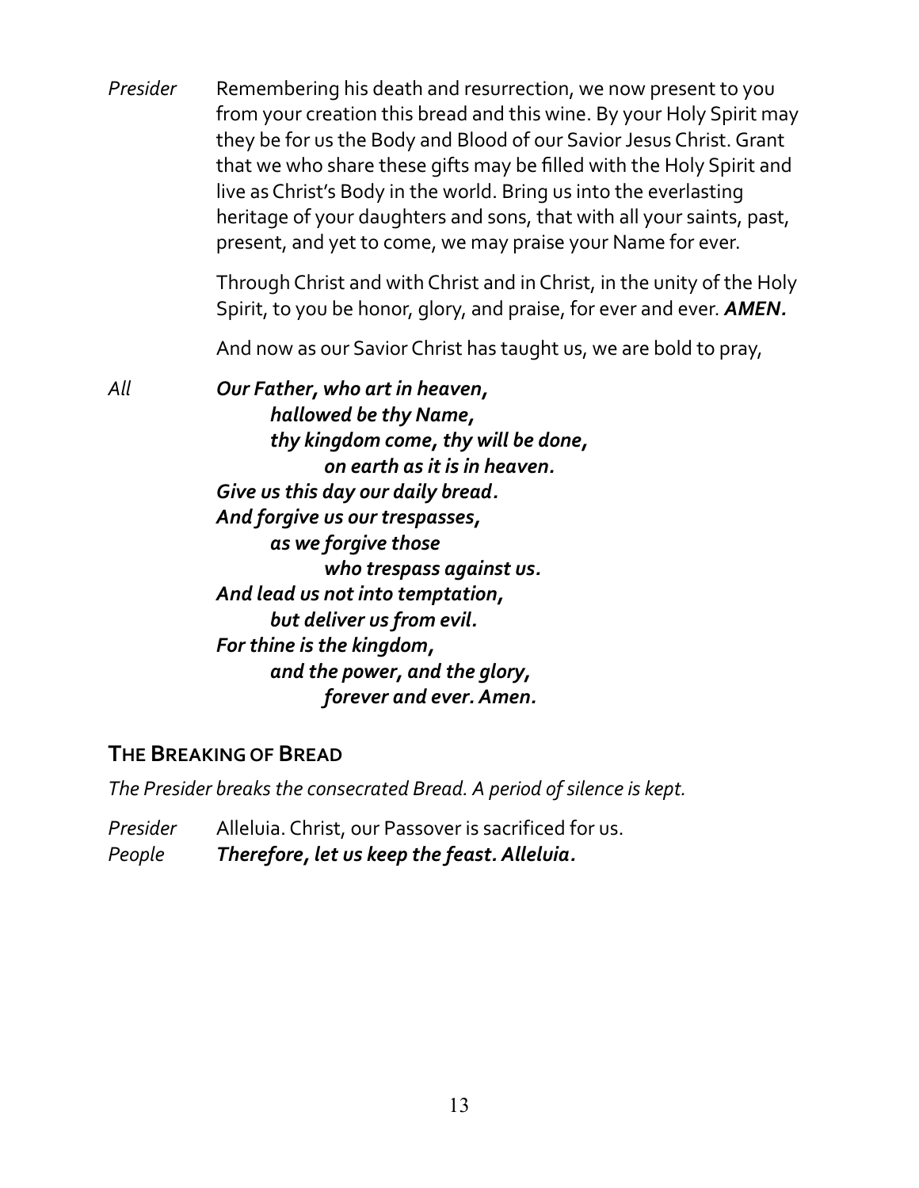*Presider* Remembering his death and resurrection, we now present to you from your creation this bread and this wine. By your Holy Spirit may they be for us the Body and Blood of our Savior Jesus Christ. Grant that we who share these gifts may be filled with the Holy Spirit and live as Christ's Body in the world. Bring us into the everlasting heritage of your daughters and sons, that with all your saints, past, present, and yet to come, we may praise your Name for ever.

Through Christ and with Christ and in Christ, in the unity of the Holy Spirit, to you be honor, glory, and praise, for ever and ever. ***AMEN.***

And now as our Savior Christ has taught us, we are bold to pray,

*All* ***Our Father, who art in heaven,***
***hallowed be thy Name,***
***thy kingdom come, thy will be done,***
***on earth as it is in heaven.***
***Give us this day our daily bread.***
***And forgive us our trespasses,***
***as we forgive those***
***who trespass against us.***
***And lead us not into temptation,***
***but deliver us from evil.***
***For thine is the kingdom,***
***and the power, and the glory,***
***forever and ever. Amen.***

## THE BREAKING OF BREAD

*The Presider breaks the consecrated Bread. A period of silence is kept.*

*Presider* Alleluia. Christ, our Passover is sacrificed for us.
*People* ***Therefore, let us keep the feast. Alleluia.***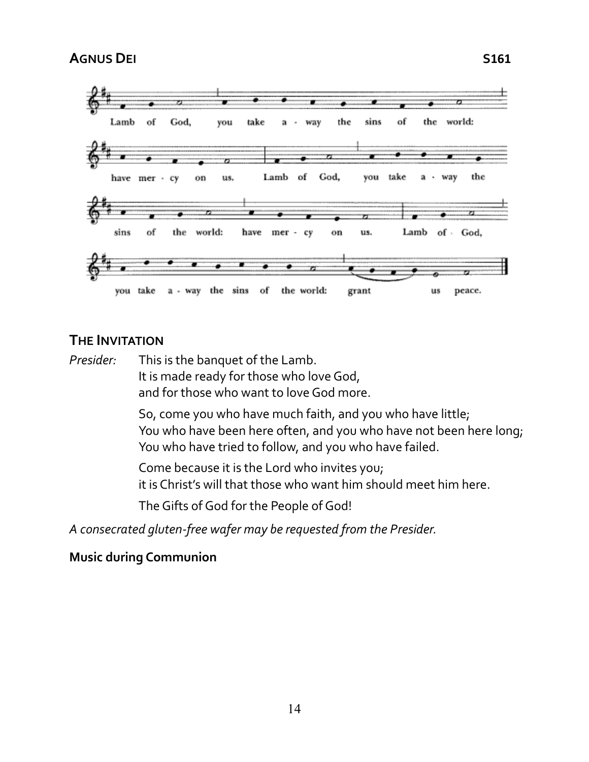## AGNUS DEI S161

Lamb of God, you take a - way the sins of the world: have mer - cy on us. Lamb of God, you take a - way the sins of the world: have mer - cy on us. Lamb of God, you take a - way the sins of the world: grant us peace.

## THE INVITATION

*Presider:* This is the banquet of the Lamb.
It is made ready for those who love God,
and for those who want to love God more.

So, come you who have much faith, and you who have little;
You who have been here often, and you who have not been here long;
You who have tried to follow, and you who have failed.

Come because it is the Lord who invites you;
it is Christ's will that those who want him should meet him here.

The Gifts of God for the People of God!

*A consecrated gluten-free wafer may be requested from the Presider.*

**Music during Communion**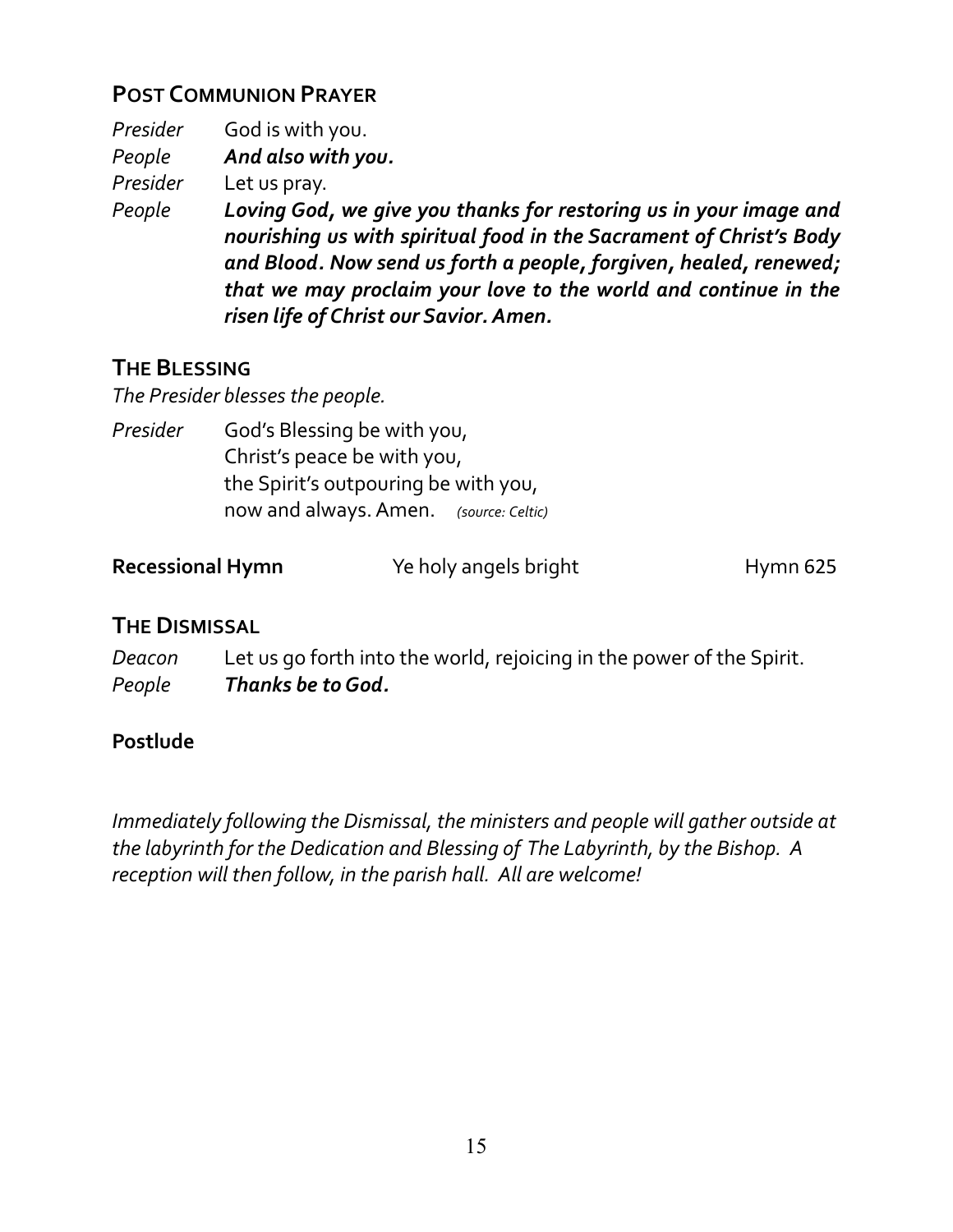## POST COMMUNION PRAYER

*Presider* God is with you.
*People* ***And also with you.***
*Presider* Let us pray.
*People* ***Loving God, we give you thanks for restoring us in your image and nourishing us with spiritual food in the Sacrament of Christ's Body and Blood. Now send us forth a people, forgiven, healed, renewed; that we may proclaim your love to the world and continue in the risen life of Christ our Savior. Amen.***

## THE BLESSING

*The Presider blesses the people.*

*Presider* God's Blessing be with you,
Christ's peace be with you,
the Spirit's outpouring be with you,
now and always. Amen. *(source: Celtic)*

**Recessional Hymn** Ye holy angels bright Hymn 625

## THE DISMISSAL

*Deacon* Let us go forth into the world, rejoicing in the power of the Spirit.
*People* ***Thanks be to God.***

**Postlude**

*Immediately following the Dismissal, the ministers and people will gather outside at the labyrinth for the Dedication and Blessing of The Labyrinth, by the Bishop. A reception will then follow, in the parish hall. All are welcome!*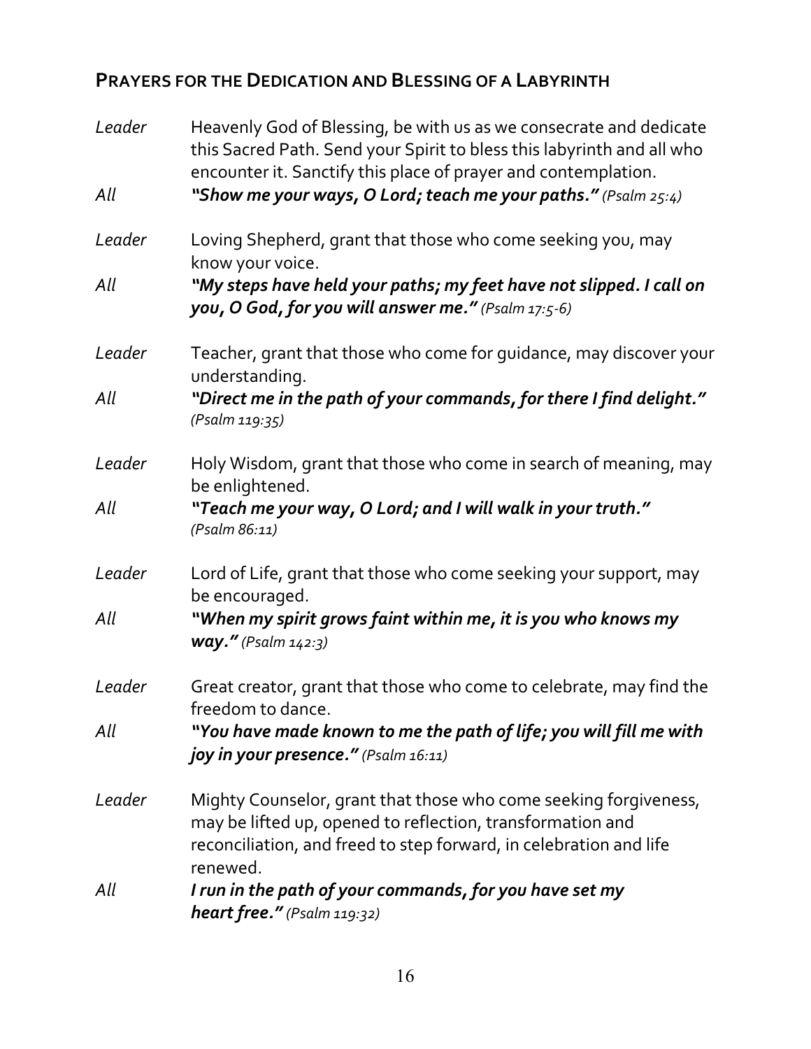## PRAYERS FOR THE DEDICATION AND BLESSING OF A LABYRINTH

*Leader* Heavenly God of Blessing, be with us as we consecrate and dedicate this Sacred Path. Send your Spirit to bless this labyrinth and all who encounter it. Sanctify this place of prayer and contemplation.

*All* ***"Show me your ways, O Lord; teach me your paths."*** *(Psalm 25:4)*

*Leader* Loving Shepherd, grant that those who come seeking you, may know your voice.

*All* ***"My steps have held your paths; my feet have not slipped. I call on you, O God, for you will answer me."*** *(Psalm 17:5-6)*

*Leader* Teacher, grant that those who come for guidance, may discover your understanding.

*All* ***"Direct me in the path of your commands, for there I find delight."*** *(Psalm 119:35)*

*Leader* Holy Wisdom, grant that those who come in search of meaning, may be enlightened.

*All* ***"Teach me your way, O Lord; and I will walk in your truth."*** *(Psalm 86:11)*

*Leader* Lord of Life, grant that those who come seeking your support, may be encouraged.

*All* ***"When my spirit grows faint within me, it is you who knows my way."*** *(Psalm 142:3)*

*Leader* Great creator, grant that those who come to celebrate, may find the freedom to dance.

*All* ***"You have made known to me the path of life; you will fill me with joy in your presence."*** *(Psalm 16:11)*

*Leader* Mighty Counselor, grant that those who come seeking forgiveness, may be lifted up, opened to reflection, transformation and reconciliation, and freed to step forward, in celebration and life renewed.

*All* ***I run in the path of your commands, for you have set my heart free."*** *(Psalm 119:32)*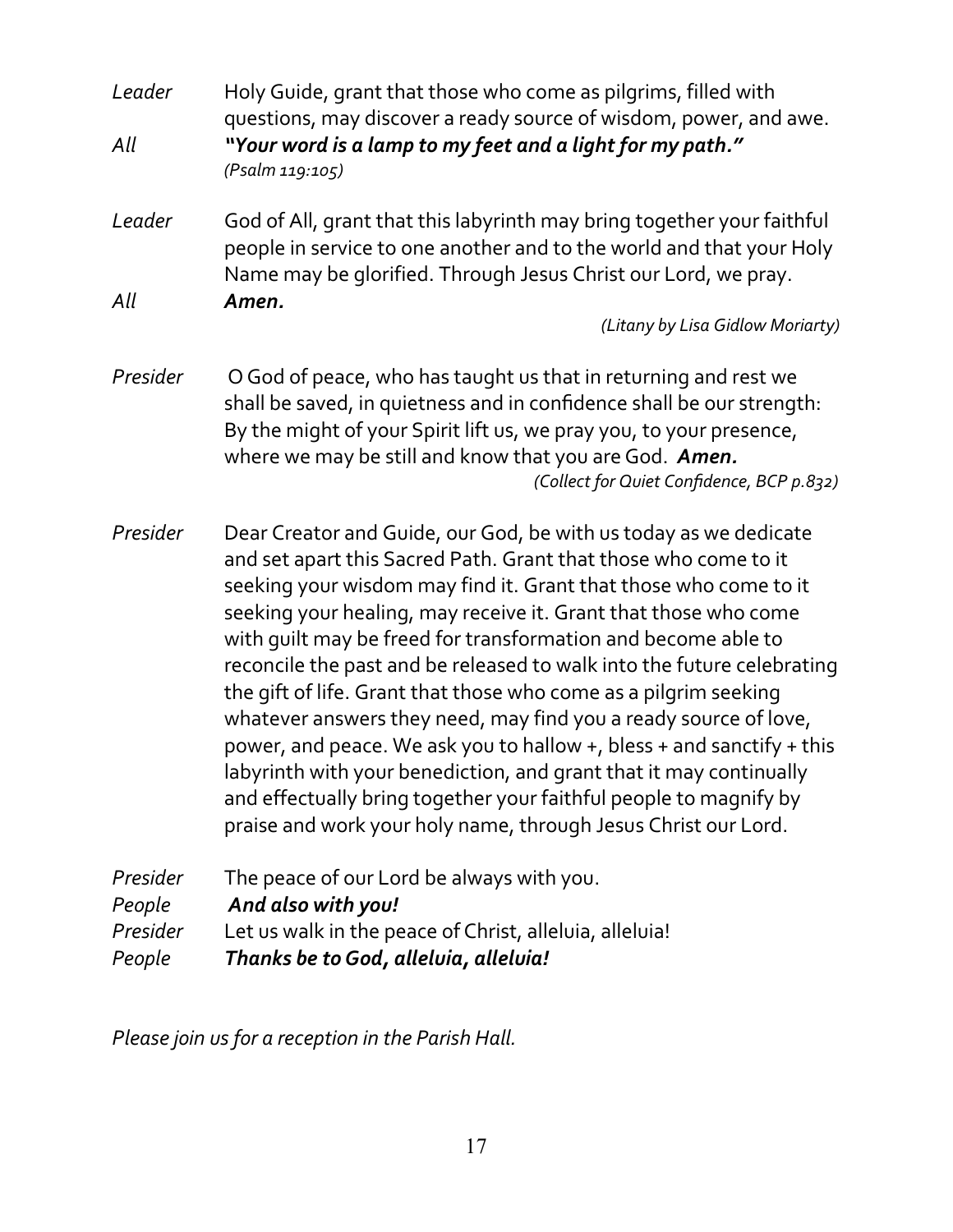*Leader* Holy Guide, grant that those who come as pilgrims, filled with questions, may discover a ready source of wisdom, power, and awe.

*All* ***"Your word is a lamp to my feet and a light for my path."*** *(Psalm 119:105)*

*Leader* God of All, grant that this labyrinth may bring together your faithful people in service to one another and to the world and that your Holy Name may be glorified. Through Jesus Christ our Lord, we pray.

*All* ***Amen.***

*(Litany by Lisa Gidlow Moriarty)*

*Presider* O God of peace, who has taught us that in returning and rest we shall be saved, in quietness and in confidence shall be our strength: By the might of your Spirit lift us, we pray you, to your presence, where we may be still and know that you are God. ***Amen.***

*(Collect for Quiet Confidence, BCP p.832)*

*Presider* Dear Creator and Guide, our God, be with us today as we dedicate and set apart this Sacred Path. Grant that those who come to it seeking your wisdom may find it. Grant that those who come to it seeking your healing, may receive it. Grant that those who come with guilt may be freed for transformation and become able to reconcile the past and be released to walk into the future celebrating the gift of life. Grant that those who come as a pilgrim seeking whatever answers they need, may find you a ready source of love, power, and peace. We ask you to hallow +, bless + and sanctify + this labyrinth with your benediction, and grant that it may continually and effectually bring together your faithful people to magnify by praise and work your holy name, through Jesus Christ our Lord.

*Presider* The peace of our Lord be always with you.

*People* ***And also with you!***

*Presider* Let us walk in the peace of Christ, alleluia, alleluia!

*People* ***Thanks be to God, alleluia, alleluia!***

*Please join us for a reception in the Parish Hall.*